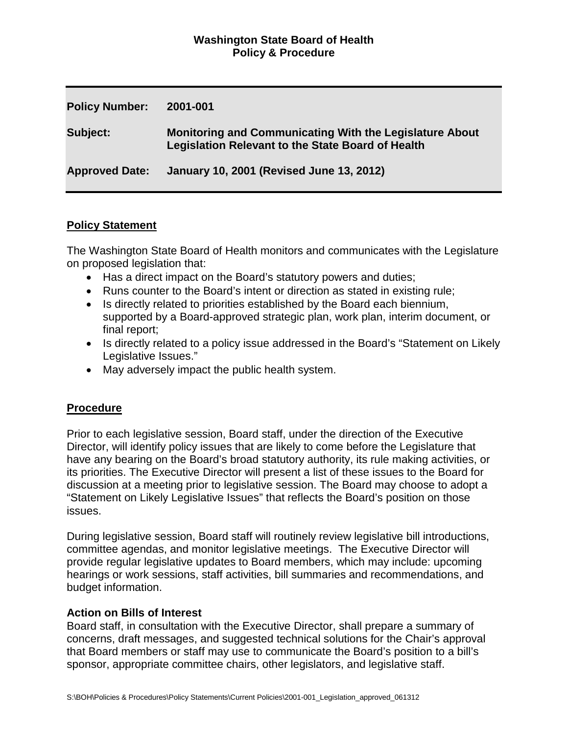**Washington State Board of Health**
**Policy & Procedure**

| | |
|---|---|
| **Policy Number:** | **2001-001** |
| **Subject:** | **Monitoring and Communicating With the Legislature About Legislation Relevant to the State Board of Health** |
| **Approved Date:** | **January 10, 2001 (Revised June 13, 2012)** |

## Policy Statement

The Washington State Board of Health monitors and communicates with the Legislature on proposed legislation that:

- Has a direct impact on the Board's statutory powers and duties;
- Runs counter to the Board's intent or direction as stated in existing rule;
- Is directly related to priorities established by the Board each biennium, supported by a Board-approved strategic plan, work plan, interim document, or final report;
- Is directly related to a policy issue addressed in the Board's "Statement on Likely Legislative Issues."
- May adversely impact the public health system.

## Procedure

Prior to each legislative session, Board staff, under the direction of the Executive Director, will identify policy issues that are likely to come before the Legislature that have any bearing on the Board's broad statutory authority, its rule making activities, or its priorities. The Executive Director will present a list of these issues to the Board for discussion at a meeting prior to legislative session. The Board may choose to adopt a "Statement on Likely Legislative Issues" that reflects the Board's position on those issues.

During legislative session, Board staff will routinely review legislative bill introductions, committee agendas, and monitor legislative meetings. The Executive Director will provide regular legislative updates to Board members, which may include: upcoming hearings or work sessions, staff activities, bill summaries and recommendations, and budget information.

### Action on Bills of Interest

Board staff, in consultation with the Executive Director, shall prepare a summary of concerns, draft messages, and suggested technical solutions for the Chair's approval that Board members or staff may use to communicate the Board's position to a bill's sponsor, appropriate committee chairs, other legislators, and legislative staff.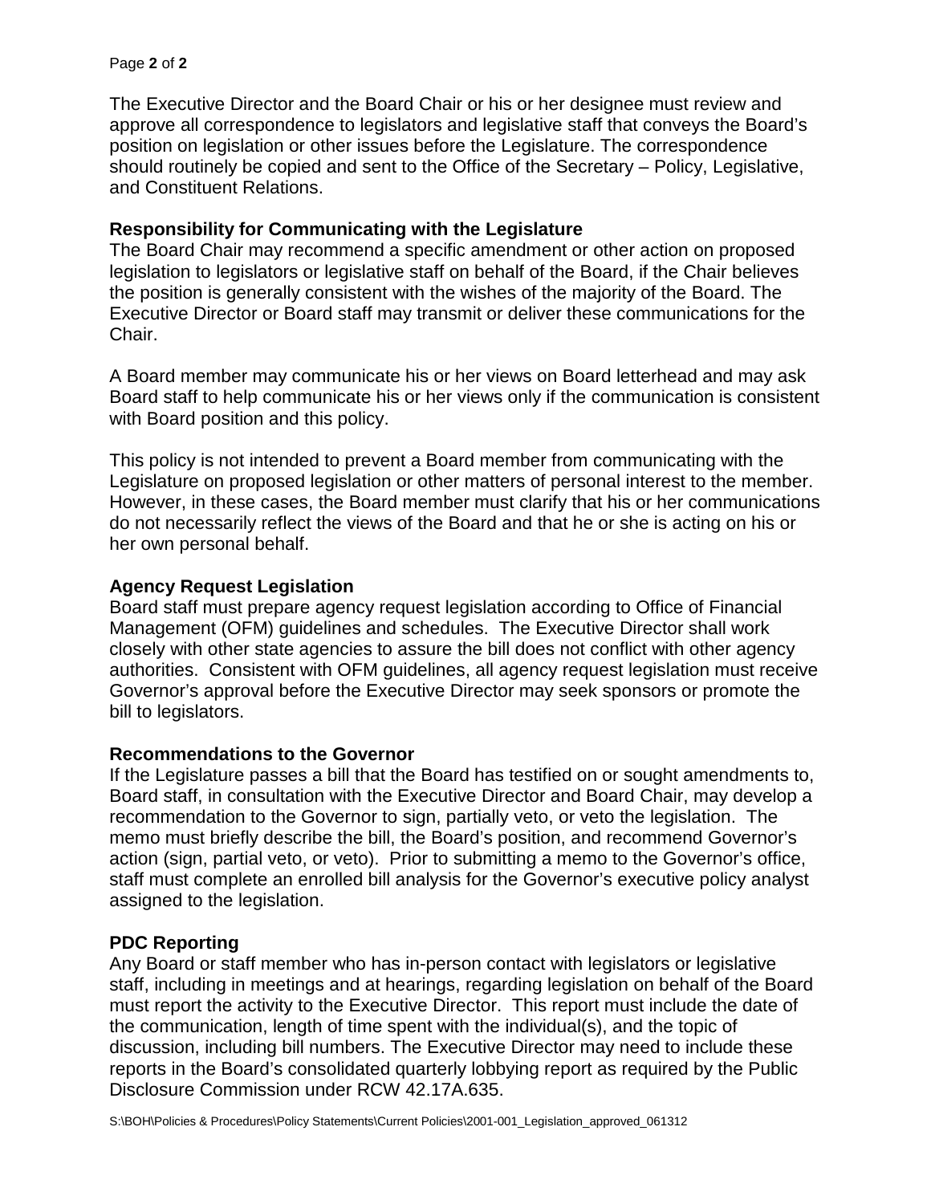The Executive Director and the Board Chair or his or her designee must review and approve all correspondence to legislators and legislative staff that conveys the Board's position on legislation or other issues before the Legislature. The correspondence should routinely be copied and sent to the Office of the Secretary – Policy, Legislative, and Constituent Relations.

**Responsibility for Communicating with the Legislature**

The Board Chair may recommend a specific amendment or other action on proposed legislation to legislators or legislative staff on behalf of the Board, if the Chair believes the position is generally consistent with the wishes of the majority of the Board. The Executive Director or Board staff may transmit or deliver these communications for the Chair.

A Board member may communicate his or her views on Board letterhead and may ask Board staff to help communicate his or her views only if the communication is consistent with Board position and this policy.

This policy is not intended to prevent a Board member from communicating with the Legislature on proposed legislation or other matters of personal interest to the member. However, in these cases, the Board member must clarify that his or her communications do not necessarily reflect the views of the Board and that he or she is acting on his or her own personal behalf.

**Agency Request Legislation**

Board staff must prepare agency request legislation according to Office of Financial Management (OFM) guidelines and schedules. The Executive Director shall work closely with other state agencies to assure the bill does not conflict with other agency authorities. Consistent with OFM guidelines, all agency request legislation must receive Governor's approval before the Executive Director may seek sponsors or promote the bill to legislators.

**Recommendations to the Governor**

If the Legislature passes a bill that the Board has testified on or sought amendments to, Board staff, in consultation with the Executive Director and Board Chair, may develop a recommendation to the Governor to sign, partially veto, or veto the legislation. The memo must briefly describe the bill, the Board's position, and recommend Governor's action (sign, partial veto, or veto). Prior to submitting a memo to the Governor's office, staff must complete an enrolled bill analysis for the Governor's executive policy analyst assigned to the legislation.

**PDC Reporting**

Any Board or staff member who has in-person contact with legislators or legislative staff, including in meetings and at hearings, regarding legislation on behalf of the Board must report the activity to the Executive Director. This report must include the date of the communication, length of time spent with the individual(s), and the topic of discussion, including bill numbers. The Executive Director may need to include these reports in the Board's consolidated quarterly lobbying report as required by the Public Disclosure Commission under RCW 42.17A.635.

S:\BOH\Policies & Procedures\Policy Statements\Current Policies\2001-001_Legislation_approved_061312